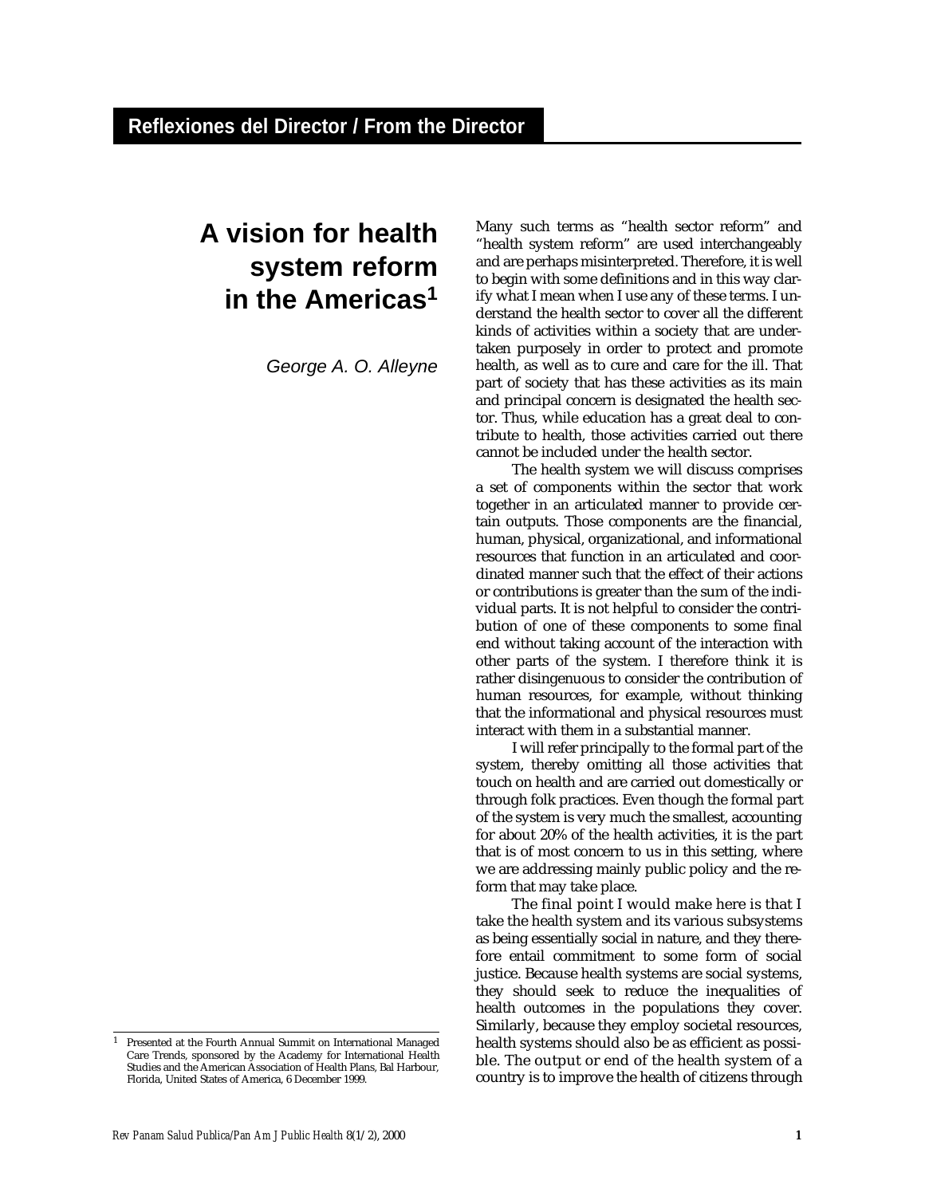Reflexiones del Director / From the Director

# A vision for health system reform in the Americas[1]

*George A. O. Alleyne*

Many such terms as "health sector reform" and "health system reform" are used interchangeably and are perhaps misinterpreted. Therefore, it is well to begin with some definitions and in this way clarify what I mean when I use any of these terms. I understand the health sector to cover all the different kinds of activities within a society that are undertaken purposely in order to protect and promote health, as well as to cure and care for the ill. That part of society that has these activities as its main and principal concern is designated the health sector. Thus, while education has a great deal to contribute to health, those activities carried out there cannot be included under the health sector.

The health system we will discuss comprises a set of components within the sector that work together in an articulated manner to provide certain outputs. Those components are the financial, human, physical, organizational, and informational resources that function in an articulated and coordinated manner such that the effect of their actions or contributions is greater than the sum of the individual parts. It is not helpful to consider the contribution of one of these components to some final end without taking account of the interaction with other parts of the system. I therefore think it is rather disingenuous to consider the contribution of human resources, for example, without thinking that the informational and physical resources must interact with them in a substantial manner.

I will refer principally to the formal part of the system, thereby omitting all those activities that touch on health and are carried out domestically or through folk practices. Even though the formal part of the system is very much the smallest, accounting for about 20% of the health activities, it is the part that is of most concern to us in this setting, where we are addressing mainly public policy and the reform that may take place.

The final point I would make here is that I take the health system and its various subsystems as being essentially social in nature, and they therefore entail commitment to some form of social justice. Because health systems are social systems, they should seek to reduce the inequalities of health outcomes in the populations they cover. Similarly, because they employ societal resources, health systems should also be as efficient as possible. The output or end of the health system of a country is to improve the health of citizens through

[1] Presented at the Fourth Annual Summit on International Managed Care Trends, sponsored by the Academy for International Health Studies and the American Association of Health Plans, Bal Harbour, Florida, United States of America, 6 December 1999.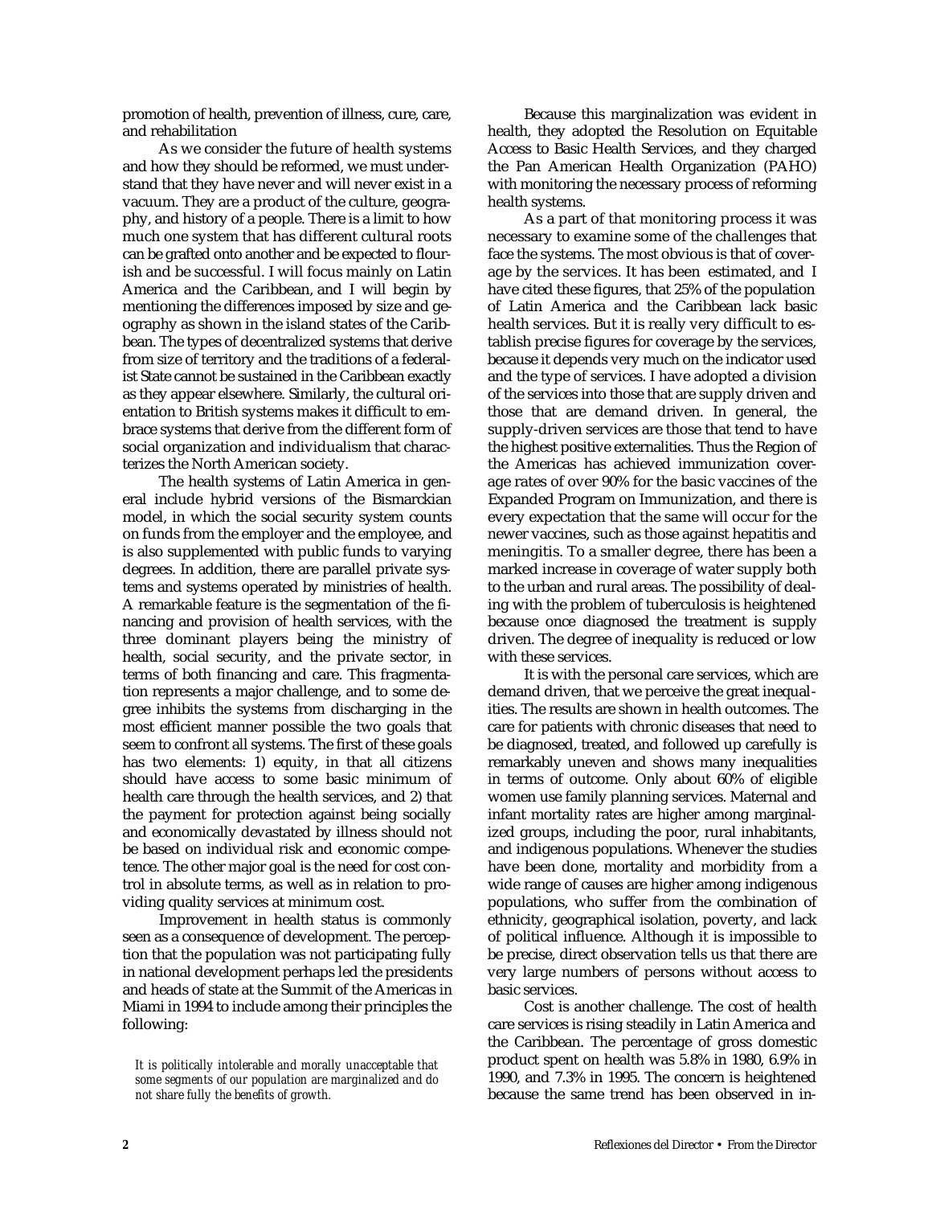promotion of health, prevention of illness, cure, care, and rehabilitation

As we consider the future of health systems and how they should be reformed, we must understand that they have never and will never exist in a vacuum. They are a product of the culture, geography, and history of a people. There is a limit to how much one system that has different cultural roots can be grafted onto another and be expected to flourish and be successful. I will focus mainly on Latin America and the Caribbean, and I will begin by mentioning the differences imposed by size and geography as shown in the island states of the Caribbean. The types of decentralized systems that derive from size of territory and the traditions of a federalist State cannot be sustained in the Caribbean exactly as they appear elsewhere. Similarly, the cultural orientation to British systems makes it difficult to embrace systems that derive from the different form of social organization and individualism that characterizes the North American society.

The health systems of Latin America in general include hybrid versions of the Bismarckian model, in which the social security system counts on funds from the employer and the employee, and is also supplemented with public funds to varying degrees. In addition, there are parallel private systems and systems operated by ministries of health. A remarkable feature is the segmentation of the financing and provision of health services, with the three dominant players being the ministry of health, social security, and the private sector, in terms of both financing and care. This fragmentation represents a major challenge, and to some degree inhibits the systems from discharging in the most efficient manner possible the two goals that seem to confront all systems. The first of these goals has two elements: 1) equity, in that all citizens should have access to some basic minimum of health care through the health services, and 2) that the payment for protection against being socially and economically devastated by illness should not be based on individual risk and economic competence. The other major goal is the need for cost control in absolute terms, as well as in relation to providing quality services at minimum cost.

Improvement in health status is commonly seen as a consequence of development. The perception that the population was not participating fully in national development perhaps led the presidents and heads of state at the Summit of the Americas in Miami in 1994 to include among their principles the following:

> *It is politically intolerable and morally unacceptable that some segments of our population are marginalized and do not share fully the benefits of growth.*

Because this marginalization was evident in health, they adopted the Resolution on Equitable Access to Basic Health Services, and they charged the Pan American Health Organization (PAHO) with monitoring the necessary process of reforming health systems.

As a part of that monitoring process it was necessary to examine some of the challenges that face the systems. The most obvious is that of coverage by the services. It has been estimated, and I have cited these figures, that 25% of the population of Latin America and the Caribbean lack basic health services. But it is really very difficult to establish precise figures for coverage by the services, because it depends very much on the indicator used and the type of services. I have adopted a division of the services into those that are supply driven and those that are demand driven. In general, the supply-driven services are those that tend to have the highest positive externalities. Thus the Region of the Americas has achieved immunization coverage rates of over 90% for the basic vaccines of the Expanded Program on Immunization, and there is every expectation that the same will occur for the newer vaccines, such as those against hepatitis and meningitis. To a smaller degree, there has been a marked increase in coverage of water supply both to the urban and rural areas. The possibility of dealing with the problem of tuberculosis is heightened because once diagnosed the treatment is supply driven. The degree of inequality is reduced or low with these services.

It is with the personal care services, which are demand driven, that we perceive the great inequalities. The results are shown in health outcomes. The care for patients with chronic diseases that need to be diagnosed, treated, and followed up carefully is remarkably uneven and shows many inequalities in terms of outcome. Only about 60% of eligible women use family planning services. Maternal and infant mortality rates are higher among marginalized groups, including the poor, rural inhabitants, and indigenous populations. Whenever the studies have been done, mortality and morbidity from a wide range of causes are higher among indigenous populations, who suffer from the combination of ethnicity, geographical isolation, poverty, and lack of political influence. Although it is impossible to be precise, direct observation tells us that there are very large numbers of persons without access to basic services.

Cost is another challenge. The cost of health care services is rising steadily in Latin America and the Caribbean. The percentage of gross domestic product spent on health was 5.8% in 1980, 6.9% in 1990, and 7.3% in 1995. The concern is heightened because the same trend has been observed in in-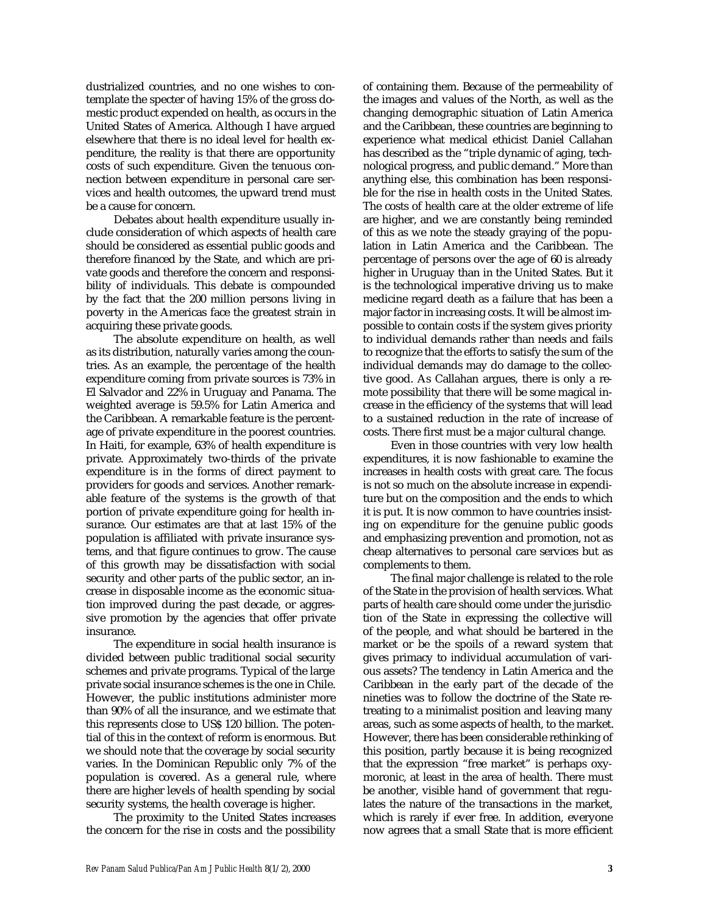dustrialized countries, and no one wishes to contemplate the specter of having 15% of the gross domestic product expended on health, as occurs in the United States of America. Although I have argued elsewhere that there is no ideal level for health expenditure, the reality is that there are opportunity costs of such expenditure. Given the tenuous connection between expenditure in personal care services and health outcomes, the upward trend must be a cause for concern.

Debates about health expenditure usually include consideration of which aspects of health care should be considered as essential public goods and therefore financed by the State, and which are private goods and therefore the concern and responsibility of individuals. This debate is compounded by the fact that the 200 million persons living in poverty in the Americas face the greatest strain in acquiring these private goods.

The absolute expenditure on health, as well as its distribution, naturally varies among the countries. As an example, the percentage of the health expenditure coming from private sources is 73% in El Salvador and 22% in Uruguay and Panama. The weighted average is 59.5% for Latin America and the Caribbean. A remarkable feature is the percentage of private expenditure in the poorest countries. In Haiti, for example, 63% of health expenditure is private. Approximately two-thirds of the private expenditure is in the forms of direct payment to providers for goods and services. Another remarkable feature of the systems is the growth of that portion of private expenditure going for health insurance. Our estimates are that at last 15% of the population is affiliated with private insurance systems, and that figure continues to grow. The cause of this growth may be dissatisfaction with social security and other parts of the public sector, an increase in disposable income as the economic situation improved during the past decade, or aggressive promotion by the agencies that offer private insurance.

The expenditure in social health insurance is divided between public traditional social security schemes and private programs. Typical of the large private social insurance schemes is the one in Chile. However, the public institutions administer more than 90% of all the insurance, and we estimate that this represents close to US$ 120 billion. The potential of this in the context of reform is enormous. But we should note that the coverage by social security varies. In the Dominican Republic only 7% of the population is covered. As a general rule, where there are higher levels of health spending by social security systems, the health coverage is higher.

The proximity to the United States increases the concern for the rise in costs and the possibility of containing them. Because of the permeability of the images and values of the North, as well as the changing demographic situation of Latin America and the Caribbean, these countries are beginning to experience what medical ethicist Daniel Callahan has described as the "triple dynamic of aging, technological progress, and public demand." More than anything else, this combination has been responsible for the rise in health costs in the United States. The costs of health care at the older extreme of life are higher, and we are constantly being reminded of this as we note the steady graying of the population in Latin America and the Caribbean. The percentage of persons over the age of 60 is already higher in Uruguay than in the United States. But it is the technological imperative driving us to make medicine regard death as a failure that has been a major factor in increasing costs. It will be almost impossible to contain costs if the system gives priority to individual demands rather than needs and fails to recognize that the efforts to satisfy the sum of the individual demands may do damage to the collective good. As Callahan argues, there is only a remote possibility that there will be some magical increase in the efficiency of the systems that will lead to a sustained reduction in the rate of increase of costs. There first must be a major cultural change.

Even in those countries with very low health expenditures, it is now fashionable to examine the increases in health costs with great care. The focus is not so much on the absolute increase in expenditure but on the composition and the ends to which it is put. It is now common to have countries insisting on expenditure for the genuine public goods and emphasizing prevention and promotion, not as cheap alternatives to personal care services but as complements to them.

The final major challenge is related to the role of the State in the provision of health services. What parts of health care should come under the jurisdiction of the State in expressing the collective will of the people, and what should be bartered in the market or be the spoils of a reward system that gives primacy to individual accumulation of various assets? The tendency in Latin America and the Caribbean in the early part of the decade of the nineties was to follow the doctrine of the State retreating to a minimalist position and leaving many areas, such as some aspects of health, to the market. However, there has been considerable rethinking of this position, partly because it is being recognized that the expression "free market" is perhaps oxymoronic, at least in the area of health. There must be another, visible hand of government that regulates the nature of the transactions in the market, which is rarely if ever free. In addition, everyone now agrees that a small State that is more efficient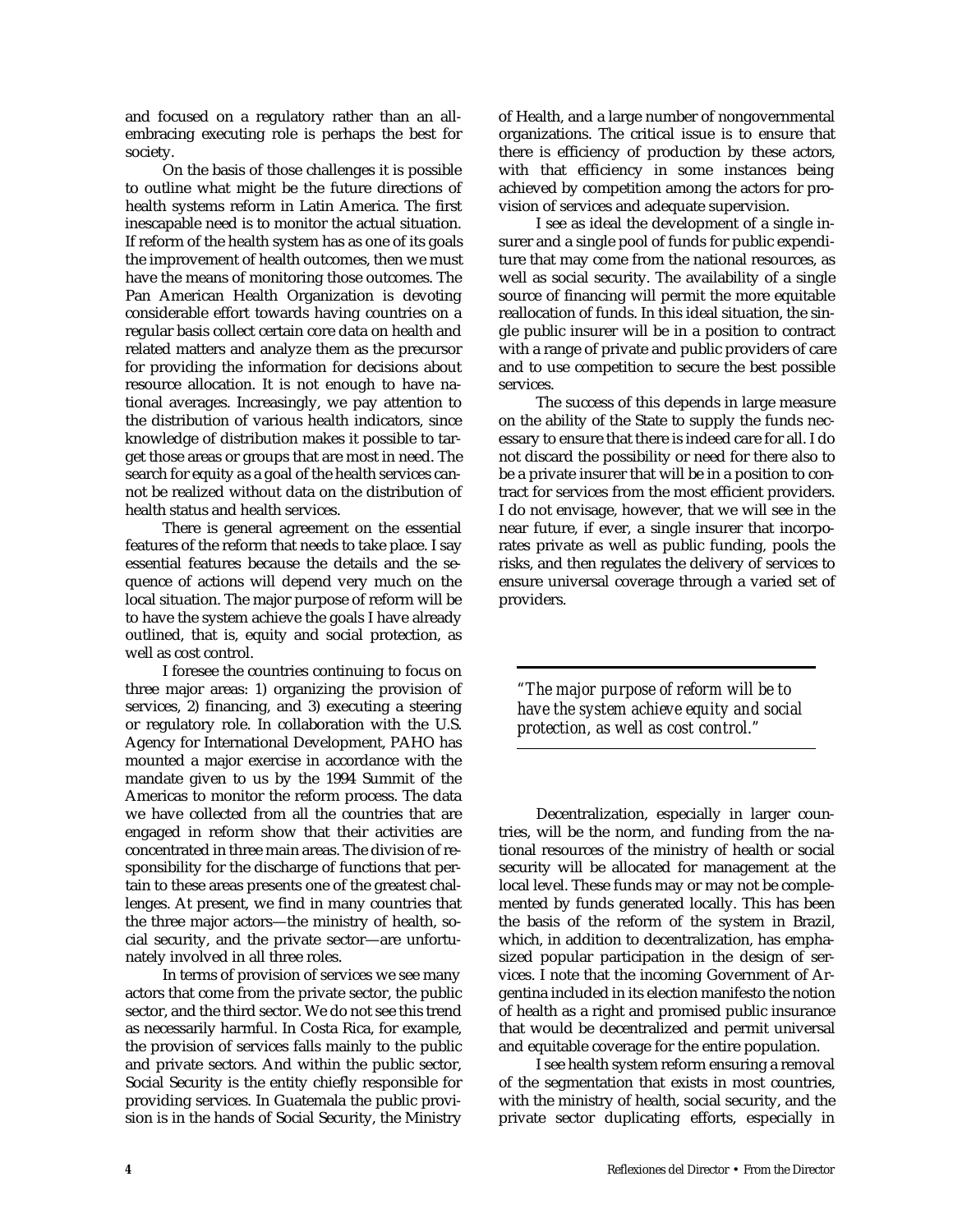and focused on a regulatory rather than an all-embracing executing role is perhaps the best for society.

On the basis of those challenges it is possible to outline what might be the future directions of health systems reform in Latin America. The first inescapable need is to monitor the actual situation. If reform of the health system has as one of its goals the improvement of health outcomes, then we must have the means of monitoring those outcomes. The Pan American Health Organization is devoting considerable effort towards having countries on a regular basis collect certain core data on health and related matters and analyze them as the precursor for providing the information for decisions about resource allocation. It is not enough to have national averages. Increasingly, we pay attention to the distribution of various health indicators, since knowledge of distribution makes it possible to target those areas or groups that are most in need. The search for equity as a goal of the health services cannot be realized without data on the distribution of health status and health services.

There is general agreement on the essential features of the reform that needs to take place. I say essential features because the details and the sequence of actions will depend very much on the local situation. The major purpose of reform will be to have the system achieve the goals I have already outlined, that is, equity and social protection, as well as cost control.

I foresee the countries continuing to focus on three major areas: 1) organizing the provision of services, 2) financing, and 3) executing a steering or regulatory role. In collaboration with the U.S. Agency for International Development, PAHO has mounted a major exercise in accordance with the mandate given to us by the 1994 Summit of the Americas to monitor the reform process. The data we have collected from all the countries that are engaged in reform show that their activities are concentrated in three main areas. The division of responsibility for the discharge of functions that pertain to these areas presents one of the greatest challenges. At present, we find in many countries that the three major actors—the ministry of health, social security, and the private sector—are unfortunately involved in all three roles.

In terms of provision of services we see many actors that come from the private sector, the public sector, and the third sector. We do not see this trend as necessarily harmful. In Costa Rica, for example, the provision of services falls mainly to the public and private sectors. And within the public sector, Social Security is the entity chiefly responsible for providing services. In Guatemala the public provision is in the hands of Social Security, the Ministry of Health, and a large number of nongovernmental organizations. The critical issue is to ensure that there is efficiency of production by these actors, with that efficiency in some instances being achieved by competition among the actors for provision of services and adequate supervision.

I see as ideal the development of a single insurer and a single pool of funds for public expenditure that may come from the national resources, as well as social security. The availability of a single source of financing will permit the more equitable reallocation of funds. In this ideal situation, the single public insurer will be in a position to contract with a range of private and public providers of care and to use competition to secure the best possible services.

The success of this depends in large measure on the ability of the State to supply the funds necessary to ensure that there is indeed care for all. I do not discard the possibility or need for there also to be a private insurer that will be in a position to contract for services from the most efficient providers. I do not envisage, however, that we will see in the near future, if ever, a single insurer that incorporates private as well as public funding, pools the risks, and then regulates the delivery of services to ensure universal coverage through a varied set of providers.

> *"The major purpose of reform will be to have the system achieve equity and social protection, as well as cost control."*

Decentralization, especially in larger countries, will be the norm, and funding from the national resources of the ministry of health or social security will be allocated for management at the local level. These funds may or may not be complemented by funds generated locally. This has been the basis of the reform of the system in Brazil, which, in addition to decentralization, has emphasized popular participation in the design of services. I note that the incoming Government of Argentina included in its election manifesto the notion of health as a right and promised public insurance that would be decentralized and permit universal and equitable coverage for the entire population.

I see health system reform ensuring a removal of the segmentation that exists in most countries, with the ministry of health, social security, and the private sector duplicating efforts, especially in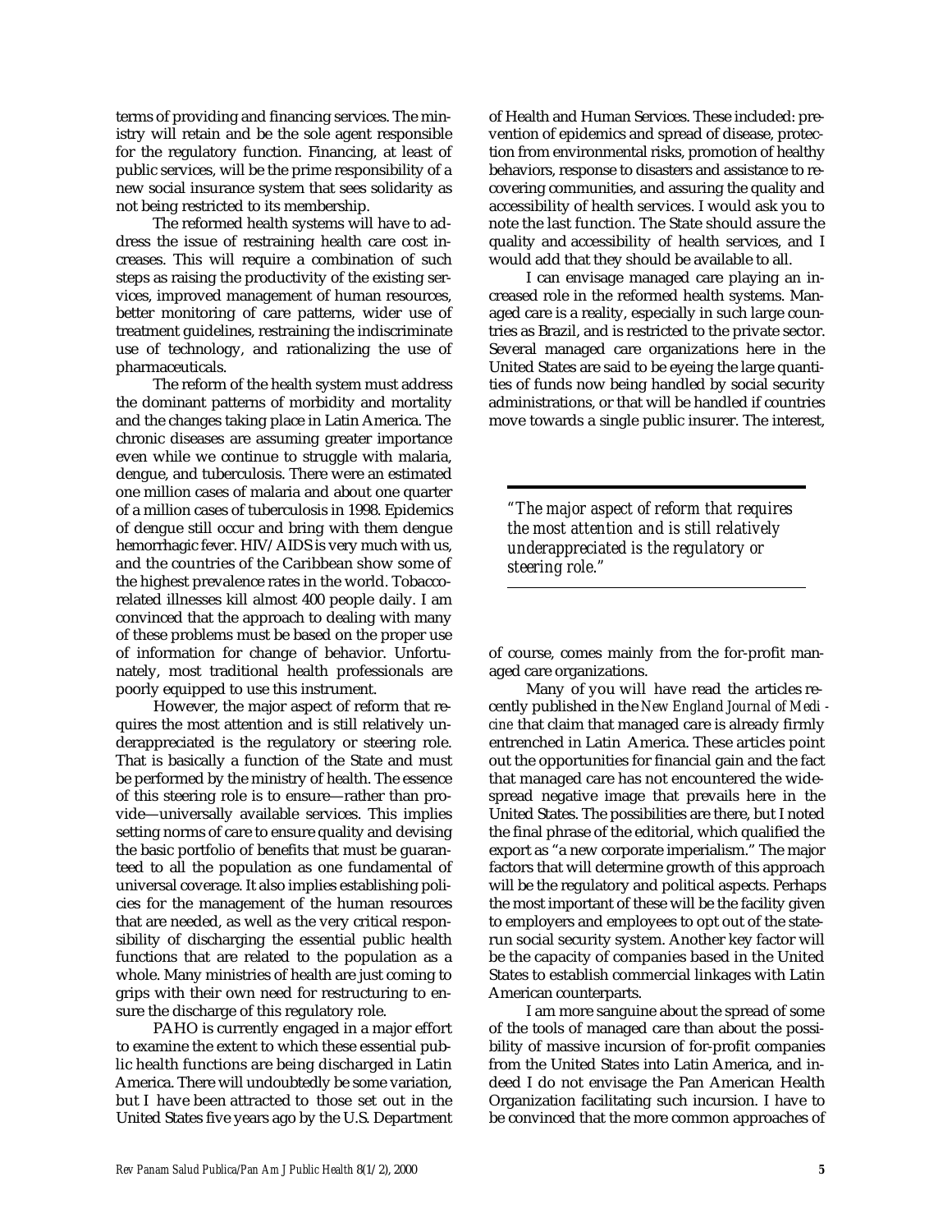terms of providing and financing services. The ministry will retain and be the sole agent responsible for the regulatory function. Financing, at least of public services, will be the prime responsibility of a new social insurance system that sees solidarity as not being restricted to its membership.

The reformed health systems will have to address the issue of restraining health care cost increases. This will require a combination of such steps as raising the productivity of the existing services, improved management of human resources, better monitoring of care patterns, wider use of treatment guidelines, restraining the indiscriminate use of technology, and rationalizing the use of pharmaceuticals.

The reform of the health system must address the dominant patterns of morbidity and mortality and the changes taking place in Latin America. The chronic diseases are assuming greater importance even while we continue to struggle with malaria, dengue, and tuberculosis. There were an estimated one million cases of malaria and about one quarter of a million cases of tuberculosis in 1998. Epidemics of dengue still occur and bring with them dengue hemorrhagic fever. HIV/AIDS is very much with us, and the countries of the Caribbean show some of the highest prevalence rates in the world. Tobacco-related illnesses kill almost 400 people daily. I am convinced that the approach to dealing with many of these problems must be based on the proper use of information for change of behavior. Unfortunately, most traditional health professionals are poorly equipped to use this instrument.

However, the major aspect of reform that requires the most attention and is still relatively underappreciated is the regulatory or steering role. That is basically a function of the State and must be performed by the ministry of health. The essence of this steering role is to ensure—rather than provide—universally available services. This implies setting norms of care to ensure quality and devising the basic portfolio of benefits that must be guaranteed to all the population as one fundamental of universal coverage. It also implies establishing policies for the management of the human resources that are needed, as well as the very critical responsibility of discharging the essential public health functions that are related to the population as a whole. Many ministries of health are just coming to grips with their own need for restructuring to ensure the discharge of this regulatory role.

PAHO is currently engaged in a major effort to examine the extent to which these essential public health functions are being discharged in Latin America. There will undoubtedly be some variation, but I have been attracted to those set out in the United States five years ago by the U.S. Department of Health and Human Services. These included: prevention of epidemics and spread of disease, protection from environmental risks, promotion of healthy behaviors, response to disasters and assistance to recovering communities, and assuring the quality and accessibility of health services. I would ask you to note the last function. The State should assure the quality and accessibility of health services, and I would add that they should be available to all.

I can envisage managed care playing an increased role in the reformed health systems. Managed care is a reality, especially in such large countries as Brazil, and is restricted to the private sector. Several managed care organizations here in the United States are said to be eyeing the large quantities of funds now being handled by social security administrations, or that will be handled if countries move towards a single public insurer. The interest, of course, comes mainly from the for-profit managed care organizations.

> *"The major aspect of reform that requires the most attention and is still relatively underappreciated is the regulatory or steering role."*

Many of you will have read the articles recently published in the *New England Journal of Medicine* that claim that managed care is already firmly entrenched in Latin America. These articles point out the opportunities for financial gain and the fact that managed care has not encountered the widespread negative image that prevails here in the United States. The possibilities are there, but I noted the final phrase of the editorial, which qualified the export as "a new corporate imperialism." The major factors that will determine growth of this approach will be the regulatory and political aspects. Perhaps the most important of these will be the facility given to employers and employees to opt out of the state-run social security system. Another key factor will be the capacity of companies based in the United States to establish commercial linkages with Latin American counterparts.

I am more sanguine about the spread of some of the tools of managed care than about the possibility of massive incursion of for-profit companies from the United States into Latin America, and indeed I do not envisage the Pan American Health Organization facilitating such incursion. I have to be convinced that the more common approaches of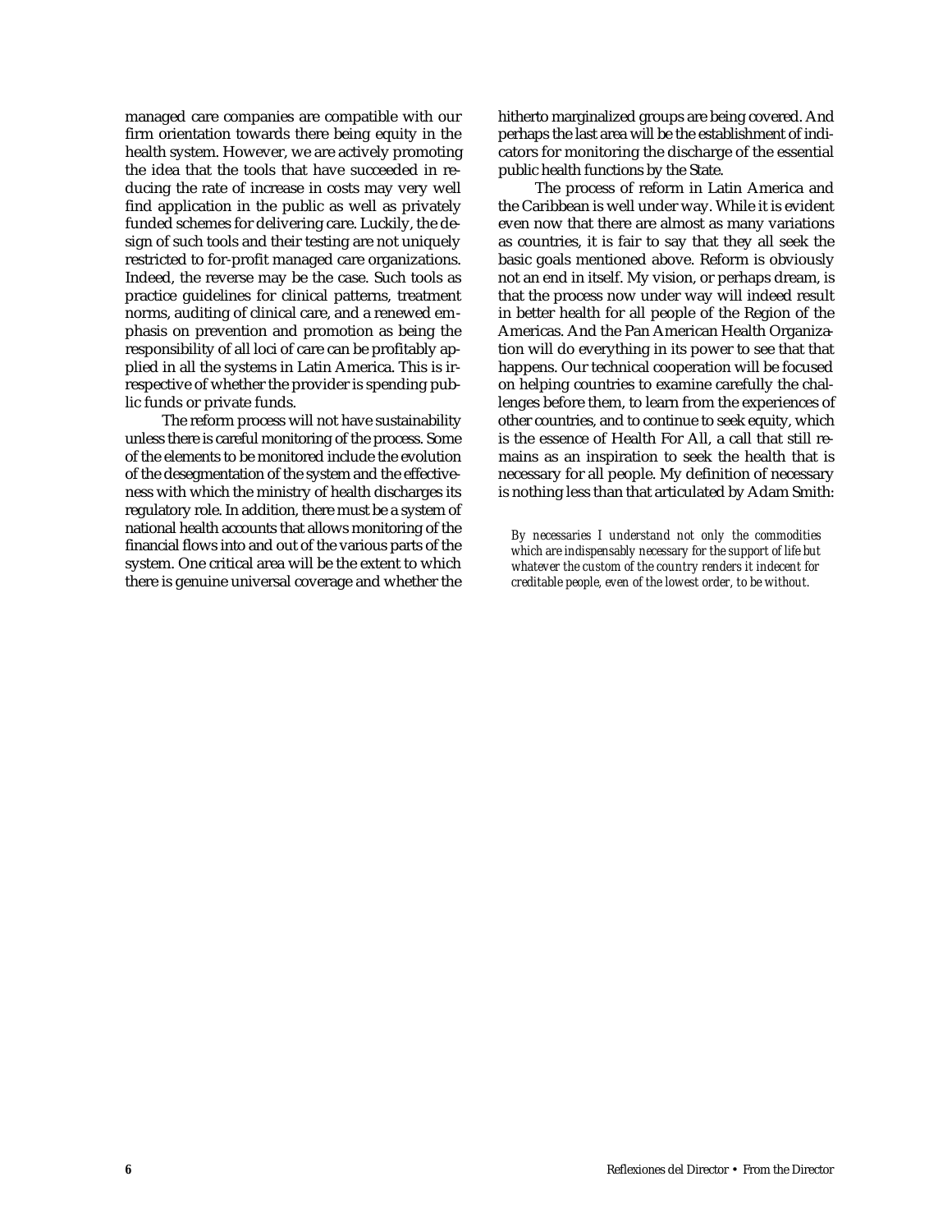managed care companies are compatible with our firm orientation towards there being equity in the health system. However, we are actively promoting the idea that the tools that have succeeded in reducing the rate of increase in costs may very well find application in the public as well as privately funded schemes for delivering care. Luckily, the design of such tools and their testing are not uniquely restricted to for-profit managed care organizations. Indeed, the reverse may be the case. Such tools as practice guidelines for clinical patterns, treatment norms, auditing of clinical care, and a renewed emphasis on prevention and promotion as being the responsibility of all loci of care can be profitably applied in all the systems in Latin America. This is irrespective of whether the provider is spending public funds or private funds.

The reform process will not have sustainability unless there is careful monitoring of the process. Some of the elements to be monitored include the evolution of the desegmentation of the system and the effectiveness with which the ministry of health discharges its regulatory role. In addition, there must be a system of national health accounts that allows monitoring of the financial flows into and out of the various parts of the system. One critical area will be the extent to which there is genuine universal coverage and whether the hitherto marginalized groups are being covered. And perhaps the last area will be the establishment of indicators for monitoring the discharge of the essential public health functions by the State.

The process of reform in Latin America and the Caribbean is well under way. While it is evident even now that there are almost as many variations as countries, it is fair to say that they all seek the basic goals mentioned above. Reform is obviously not an end in itself. My vision, or perhaps dream, is that the process now under way will indeed result in better health for all people of the Region of the Americas. And the Pan American Health Organization will do everything in its power to see that that happens. Our technical cooperation will be focused on helping countries to examine carefully the challenges before them, to learn from the experiences of other countries, and to continue to seek equity, which is the essence of Health For All, a call that still remains as an inspiration to seek the health that is necessary for all people. My definition of necessary is nothing less than that articulated by Adam Smith:

> *By necessaries I understand not only the commodities which are indispensably necessary for the support of life but whatever the custom of the country renders it indecent for creditable people, even of the lowest order, to be without.*